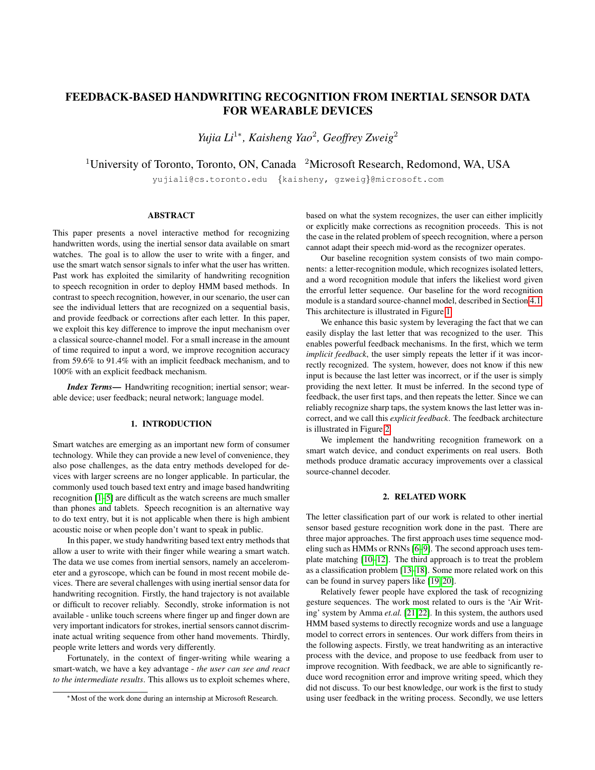# FEEDBACK-BASED HANDWRITING RECOGNITION FROM INERTIAL SENSOR DATA FOR WEARABLE DEVICES

*Yujia Li*[1*], *Kaisheng Yao*[2], *Geoffrey Zweig*[2]

[1]University of Toronto, Toronto, ON, Canada [2]Microsoft Research, Redomond, WA, USA

yujiali@cs.toronto.edu {kaisheny, gzweig}@microsoft.com

## ABSTRACT

This paper presents a novel interactive method for recognizing handwritten words, using the inertial sensor data available on smart watches. The goal is to allow the user to write with a finger, and use the smart watch sensor signals to infer what the user has written. Past work has exploited the similarity of handwriting recognition to speech recognition in order to deploy HMM based methods. In contrast to speech recognition, however, in our scenario, the user can see the individual letters that are recognized on a sequential basis, and provide feedback or corrections after each letter. In this paper, we exploit this key difference to improve the input mechanism over a classical source-channel model. For a small increase in the amount of time required to input a word, we improve recognition accuracy from 59.6% to 91.4% with an implicit feedback mechanism, and to 100% with an explicit feedback mechanism.

***Index Terms—*** Handwriting recognition; inertial sensor; wearable device; user feedback; neural network; language model.

## 1. INTRODUCTION

Smart watches are emerging as an important new form of consumer technology. While they can provide a new level of convenience, they also pose challenges, as the data entry methods developed for devices with larger screens are no longer applicable. In particular, the commonly used touch based text entry and image based handwriting recognition [1–5] are difficult as the watch screens are much smaller than phones and tablets. Speech recognition is an alternative way to do text entry, but it is not applicable when there is high ambient acoustic noise or when people don't want to speak in public.

In this paper, we study handwriting based text entry methods that allow a user to write with their finger while wearing a smart watch. The data we use comes from inertial sensors, namely an accelerometer and a gyroscope, which can be found in most recent mobile devices. There are several challenges with using inertial sensor data for handwriting recognition. Firstly, the hand trajectory is not available or difficult to recover reliably. Secondly, stroke information is not available - unlike touch screens where finger up and finger down are very important indicators for strokes, inertial sensors cannot discriminate actual writing sequence from other hand movements. Thirdly, people write letters and words very differently.

Fortunately, in the context of finger-writing while wearing a smart-watch, we have a key advantage - *the user can see and react to the intermediate results*. This allows us to exploit schemes where, based on what the system recognizes, the user can either implicitly or explicitly make corrections as recognition proceeds. This is not the case in the related problem of speech recognition, where a person cannot adapt their speech mid-word as the recognizer operates.

Our baseline recognition system consists of two main components: a letter-recognition module, which recognizes isolated letters, and a word recognition module that infers the likeliest word given the errorful letter sequence. Our baseline for the word recognition module is a standard source-channel model, described in Section 4.1. This architecture is illustrated in Figure 1.

We enhance this basic system by leveraging the fact that we can easily display the last letter that was recognized to the user. This enables powerful feedback mechanisms. In the first, which we term *implicit feedback*, the user simply repeats the letter if it was incorrectly recognized. The system, however, does not know if this new input is because the last letter was incorrect, or if the user is simply providing the next letter. It must be inferred. In the second type of feedback, the user first taps, and then repeats the letter. Since we can reliably recognize sharp taps, the system knows the last letter was incorrect, and we call this *explicit feedback*. The feedback architecture is illustrated in Figure 2.

We implement the handwriting recognition framework on a smart watch device, and conduct experiments on real users. Both methods produce dramatic accuracy improvements over a classical source-channel decoder.

## 2. RELATED WORK

The letter classification part of our work is related to other inertial sensor based gesture recognition work done in the past. There are three major approaches. The first approach uses time sequence modeling such as HMMs or RNNs [6–9]. The second approach uses template matching [10–12]. The third approach is to treat the problem as a classification problem [13–18]. Some more related work on this can be found in survey papers like [19, 20].

Relatively fewer people have explored the task of recognizing gesture sequences. The work most related to ours is the 'Air Writing' system by Amma *et.al.* [21, 22]. In this system, the authors used HMM based systems to directly recognize words and use a language model to correct errors in sentences. Our work differs from theirs in the following aspects. Firstly, we treat handwriting as an interactive process with the device, and propose to use feedback from user to improve recognition. With feedback, we are able to significantly reduce word recognition error and improve writing speed, which they did not discuss. To our best knowledge, our work is the first to study using user feedback in the writing process. Secondly, we use letters

*Most of the work done during an internship at Microsoft Research.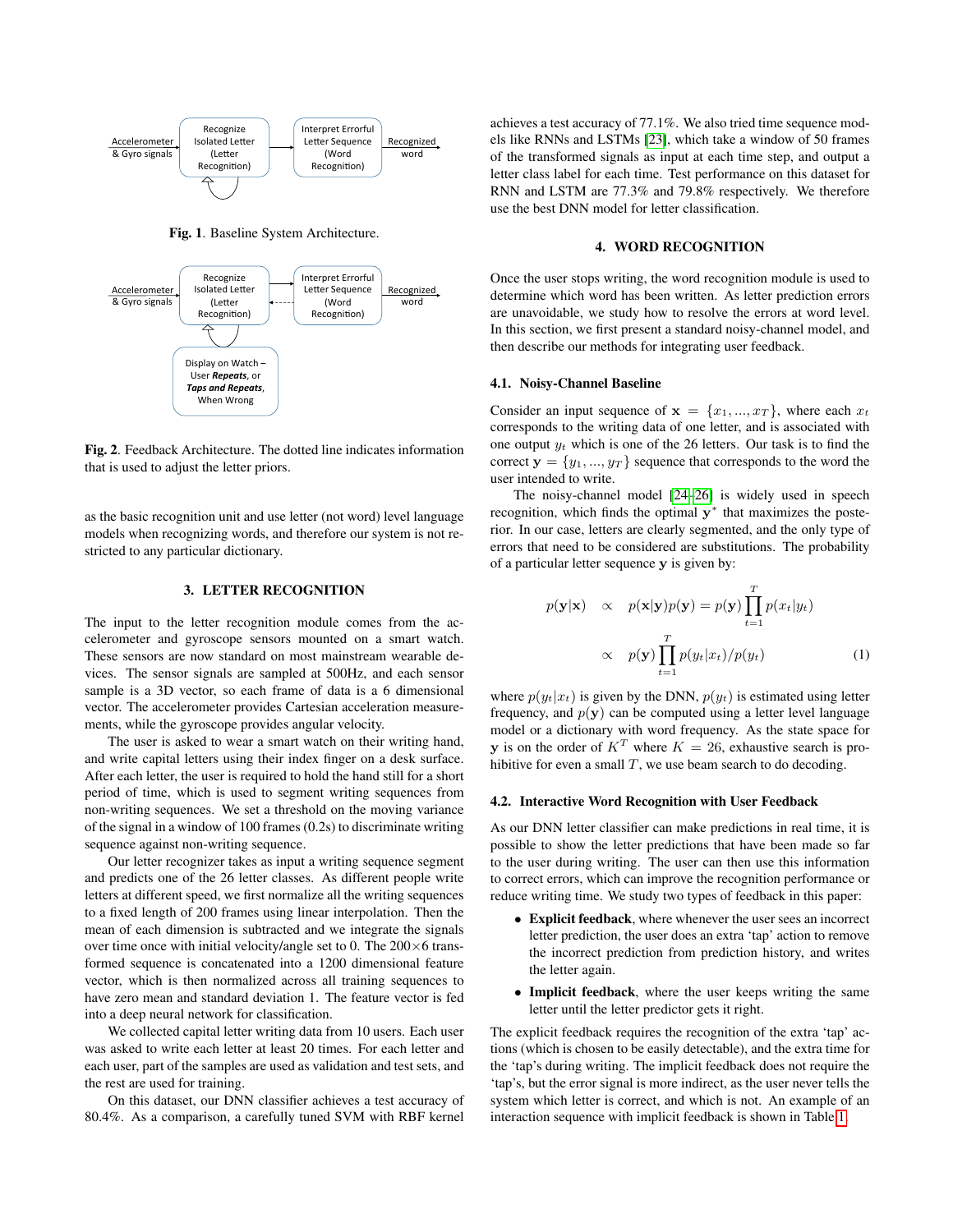Fig. 1. Baseline System Architecture.

Fig. 2. Feedback Architecture. The dotted line indicates information that is used to adjust the letter priors.

as the basic recognition unit and use letter (not word) level language models when recognizing words, and therefore our system is not restricted to any particular dictionary.

## 3. LETTER RECOGNITION

The input to the letter recognition module comes from the accelerometer and gyroscope sensors mounted on a smart watch. These sensors are now standard on most mainstream wearable devices. The sensor signals are sampled at 500Hz, and each sensor sample is a 3D vector, so each frame of data is a 6 dimensional vector. The accelerometer provides Cartesian acceleration measurements, while the gyroscope provides angular velocity.

The user is asked to wear a smart watch on their writing hand, and write capital letters using their index finger on a desk surface. After each letter, the user is required to hold the hand still for a short period of time, which is used to segment writing sequences from non-writing sequences. We set a threshold on the moving variance of the signal in a window of 100 frames (0.2s) to discriminate writing sequence against non-writing sequence.

Our letter recognizer takes as input a writing sequence segment and predicts one of the 26 letter classes. As different people write letters at different speed, we first normalize all the writing sequences to a fixed length of 200 frames using linear interpolation. Then the mean of each dimension is subtracted and we integrate the signals over time once with initial velocity/angle set to 0. The 200×6 transformed sequence is concatenated into a 1200 dimensional feature vector, which is then normalized across all training sequences to have zero mean and standard deviation 1. The feature vector is fed into a deep neural network for classification.

We collected capital letter writing data from 10 users. Each user was asked to write each letter at least 20 times. For each letter and each user, part of the samples are used as validation and test sets, and the rest are used for training.

On this dataset, our DNN classifier achieves a test accuracy of 80.4%. As a comparison, a carefully tuned SVM with RBF kernel achieves a test accuracy of 77.1%. We also tried time sequence models like RNNs and LSTMs [23], which take a window of 50 frames of the transformed signals as input at each time step, and output a letter class label for each time. Test performance on this dataset for RNN and LSTM are 77.3% and 79.8% respectively. We therefore use the best DNN model for letter classification.

## 4. WORD RECOGNITION

Once the user stops writing, the word recognition module is used to determine which word has been written. As letter prediction errors are unavoidable, we study how to resolve the errors at word level. In this section, we first present a standard noisy-channel model, and then describe our methods for integrating user feedback.

### 4.1. Noisy-Channel Baseline

Consider an input sequence of $\mathbf{x} = \{x_1, ..., x_T\}$, where each $x_t$ corresponds to the writing data of one letter, and is associated with one output $y_t$ which is one of the 26 letters. Our task is to find the correct $\mathbf{y} = \{y_1, ..., y_T\}$ sequence that corresponds to the word the user intended to write.

The noisy-channel model [24–26] is widely used in speech recognition, which finds the optimal $\mathbf{y}^*$ that maximizes the posterior. In our case, letters are clearly segmented, and the only type of errors that need to be considered are substitutions. The probability of a particular letter sequence $\mathbf{y}$ is given by:

$$
\begin{aligned}
p(\mathbf{y}|\mathbf{x}) &\propto p(\mathbf{x}|\mathbf{y})p(\mathbf{y}) = p(\mathbf{y}) \prod_{t=1}^{T} p(x_t|y_t) \\
&\propto p(\mathbf{y}) \prod_{t=1}^{T} p(y_t|x_t)/p(y_t) \qquad (1)
\end{aligned}
$$

where $p(y_t|x_t)$ is given by the DNN, $p(y_t)$ is estimated using letter frequency, and $p(\mathbf{y})$ can be computed using a letter level language model or a dictionary with word frequency. As the state space for $\mathbf{y}$ is on the order of $K^T$ where $K = 26$, exhaustive search is prohibitive for even a small $T$, we use beam search to do decoding.

### 4.2. Interactive Word Recognition with User Feedback

As our DNN letter classifier can make predictions in real time, it is possible to show the letter predictions that have been made so far to the user during writing. The user can then use this information to correct errors, which can improve the recognition performance or reduce writing time. We study two types of feedback in this paper:

- **Explicit feedback**, where whenever the user sees an incorrect letter prediction, the user does an extra 'tap' action to remove the incorrect prediction from prediction history, and writes the letter again.
- **Implicit feedback**, where the user keeps writing the same letter until the letter predictor gets it right.

The explicit feedback requires the recognition of the extra 'tap' actions (which is chosen to be easily detectable), and the extra time for the 'tap's during writing. The implicit feedback does not require the 'tap's, but the error signal is more indirect, as the user never tells the system which letter is correct, and which is not. An example of an interaction sequence with implicit feedback is shown in Table 1.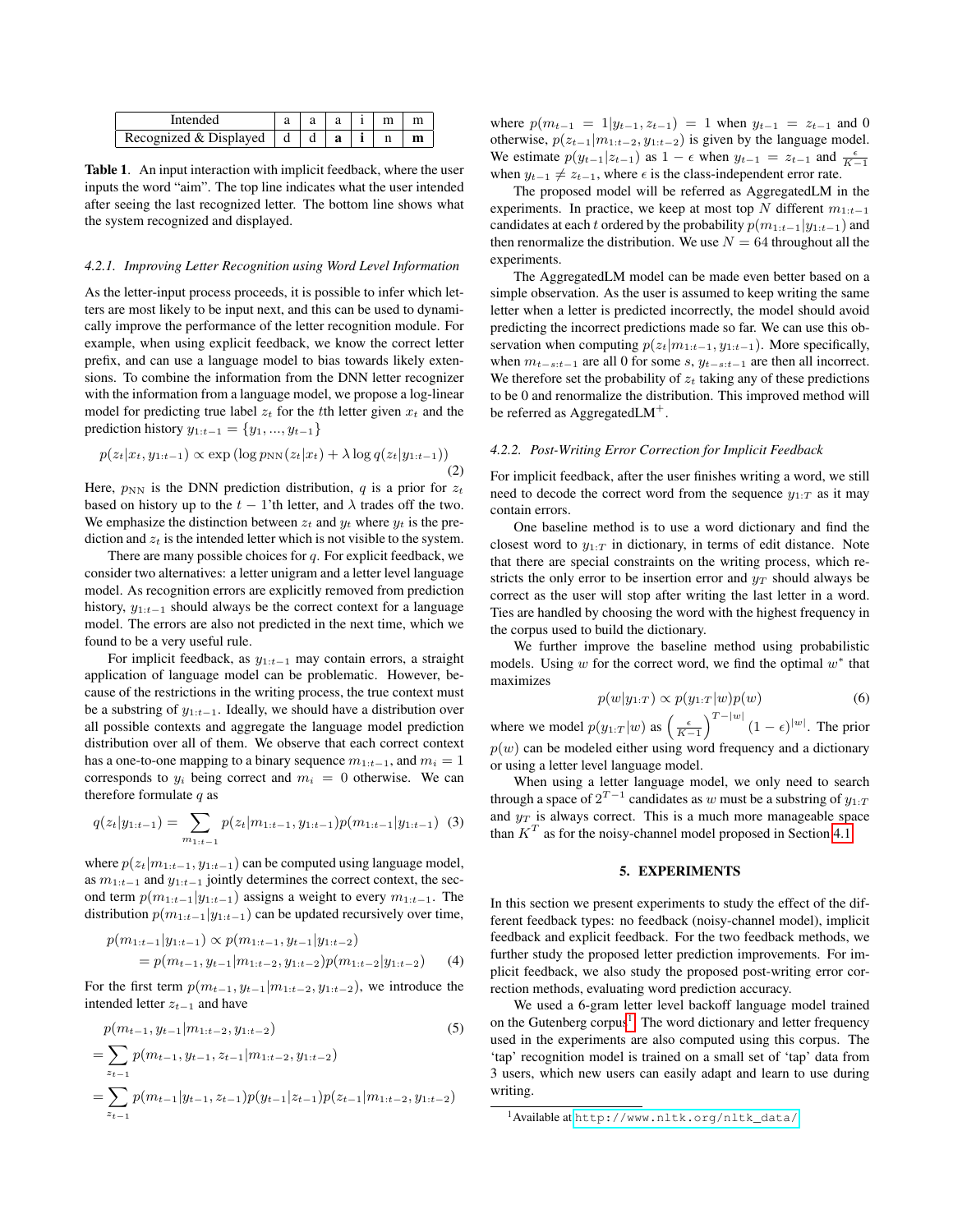| Intended | a | a | a | i | m | m |
|---|---|---|---|---|---|---|
| Recognized & Displayed | d | d | **a** | **i** | n | **m** |

**Table 1**. An input interaction with implicit feedback, where the user inputs the word "aim". The top line indicates what the user intended after seeing the last recognized letter. The bottom line shows what the system recognized and displayed.

#### 4.2.1. *Improving Letter Recognition using Word Level Information*

As the letter-input process proceeds, it is possible to infer which letters are most likely to be input next, and this can be used to dynamically improve the performance of the letter recognition module. For example, when using explicit feedback, we know the correct letter prefix, and can use a language model to bias towards likely extensions. To combine the information from the DNN letter recognizer with the information from a language model, we propose a log-linear model for predicting true label $z_t$ for the $t$th letter given $x_t$ and the prediction history $y_{1:t-1} = \{y_1, ..., y_{t-1}\}$

$$p(z_t|x_t, y_{1:t-1}) \propto \exp\left(\log p_{\text{NN}}(z_t|x_t) + \lambda \log q(z_t|y_{1:t-1})\right) \tag{2}$$

Here, $p_{\text{NN}}$ is the DNN prediction distribution, $q$ is a prior for $z_t$ based on history up to the $t-1$'th letter, and $\lambda$ trades off the two. We emphasize the distinction between $z_t$ and $y_t$ where $y_t$ is the prediction and $z_t$ is the intended letter which is not visible to the system.

There are many possible choices for $q$. For explicit feedback, we consider two alternatives: a letter unigram and a letter level language model. As recognition errors are explicitly removed from prediction history, $y_{1:t-1}$ should always be the correct context for a language model. The errors are also not predicted in the next time, which we found to be a very useful rule.

For implicit feedback, as $y_{1:t-1}$ may contain errors, a straight application of language model can be problematic. However, because of the restrictions in the writing process, the true context must be a substring of $y_{1:t-1}$. Ideally, we should have a distribution over all possible contexts and aggregate the language model prediction distribution over all of them. We observe that each correct context has a one-to-one mapping to a binary sequence $m_{1:t-1}$, and $m_i = 1$ corresponds to $y_i$ being correct and $m_i = 0$ otherwise. We can therefore formulate $q$ as

$$q(z_t|y_{1:t-1}) = \sum_{m_{1:t-1}} p(z_t|m_{1:t-1}, y_{1:t-1})p(m_{1:t-1}|y_{1:t-1}) \tag{3}$$

where $p(z_t|m_{1:t-1}, y_{1:t-1})$ can be computed using language model, as $m_{1:t-1}$ and $y_{1:t-1}$ jointly determines the correct context, the second term $p(m_{1:t-1}|y_{1:t-1})$ assigns a weight to every $m_{1:t-1}$. The distribution $p(m_{1:t-1}|y_{1:t-1})$ can be updated recursively over time,

$$\begin{aligned} p(m_{1:t-1}|y_{1:t-1}) &\propto p(m_{1:t-1}, y_{t-1}|y_{1:t-2}) \\ &= p(m_{t-1}, y_{t-1}|m_{1:t-2}, y_{1:t-2})p(m_{1:t-2}|y_{1:t-2}) \end{aligned} \tag{4}$$

For the first term $p(m_{t-1}, y_{t-1}|m_{1:t-2}, y_{1:t-2})$, we introduce the intended letter $z_{t-1}$ and have

$$\begin{aligned} &p(m_{t-1}, y_{t-1}|m_{1:t-2}, y_{1:t-2}) \\ =& \sum_{z_{t-1}} p(m_{t-1}, y_{t-1}, z_{t-1}|m_{1:t-2}, y_{1:t-2}) \\ =& \sum_{z_{t-1}} p(m_{t-1}|y_{t-1}, z_{t-1})p(y_{t-1}|z_{t-1})p(z_{t-1}|m_{1:t-2}, y_{1:t-2}) \end{aligned} \tag{5}$$

where $p(m_{t-1} = 1|y_{t-1}, z_{t-1}) = 1$ when $y_{t-1} = z_{t-1}$ and 0 otherwise, $p(z_{t-1}|m_{1:t-2}, y_{1:t-2})$ is given by the language model. We estimate $p(y_{t-1}|z_{t-1})$ as $1 - \epsilon$ when $y_{t-1} = z_{t-1}$ and $\frac{\epsilon}{K-1}$ when $y_{t-1} \neq z_{t-1}$, where $\epsilon$ is the class-independent error rate.

The proposed model will be referred as AggregatedLM in the experiments. In practice, we keep at most top $N$ different $m_{1:t-1}$ candidates at each $t$ ordered by the probability $p(m_{1:t-1}|y_{1:t-1})$ and then renormalize the distribution. We use $N = 64$ throughout all the experiments.

The AggregatedLM model can be made even better based on a simple observation. As the user is assumed to keep writing the same letter when a letter is predicted incorrectly, the model should avoid predicting the incorrect predictions made so far. We can use this observation when computing $p(z_t|m_{1:t-1}, y_{1:t-1})$. More specifically, when $m_{t-s:t-1}$ are all 0 for some $s$, $y_{t-s:t-1}$ are then all incorrect. We therefore set the probability of $z_t$ taking any of these predictions to be 0 and renormalize the distribution. This improved method will be referred as AggregatedLM$^+$.

#### 4.2.2. *Post-Writing Error Correction for Implicit Feedback*

For implicit feedback, after the user finishes writing a word, we still need to decode the correct word from the sequence $y_{1:T}$ as it may contain errors.

One baseline method is to use a word dictionary and find the closest word to $y_{1:T}$ in dictionary, in terms of edit distance. Note that there are special constraints on the writing process, which restricts the only error to be insertion error and $y_T$ should always be correct as the user will stop after writing the last letter in a word. Ties are handled by choosing the word with the highest frequency in the corpus used to build the dictionary.

We further improve the baseline method using probabilistic models. Using $w$ for the correct word, we find the optimal $w^*$ that maximizes

$$p(w|y_{1:T}) \propto p(y_{1:T}|w)p(w) \tag{6}$$

where we model $p(y_{1:T}|w)$ as $\left(\frac{\epsilon}{K-1}\right)^{T-|w|}(1-\epsilon)^{|w|}$. The prior $p(w)$ can be modeled either using word frequency and a dictionary or using a letter level language model.

When using a letter language model, we only need to search through a space of $2^{T-1}$ candidates as $w$ must be a substring of $y_{1:T}$ and $y_T$ is always correct. This is a much more manageable space than $K^T$ as for the noisy-channel model proposed in Section 4.1.

## 5. EXPERIMENTS

In this section we present experiments to study the effect of the different feedback types: no feedback (noisy-channel model), implicit feedback and explicit feedback. For the two feedback methods, we further study the proposed letter prediction improvements. For implicit feedback, we also study the proposed post-writing error correction methods, evaluating word prediction accuracy.

We used a 6-gram letter level backoff language model trained on the Gutenberg corpus[1]. The word dictionary and letter frequency used in the experiments are also computed using this corpus. The 'tap' recognition model is trained on a small set of 'tap' data from 3 users, which new users can easily adapt and learn to use during writing.

[1] Available at http://www.nltk.org/nltk_data/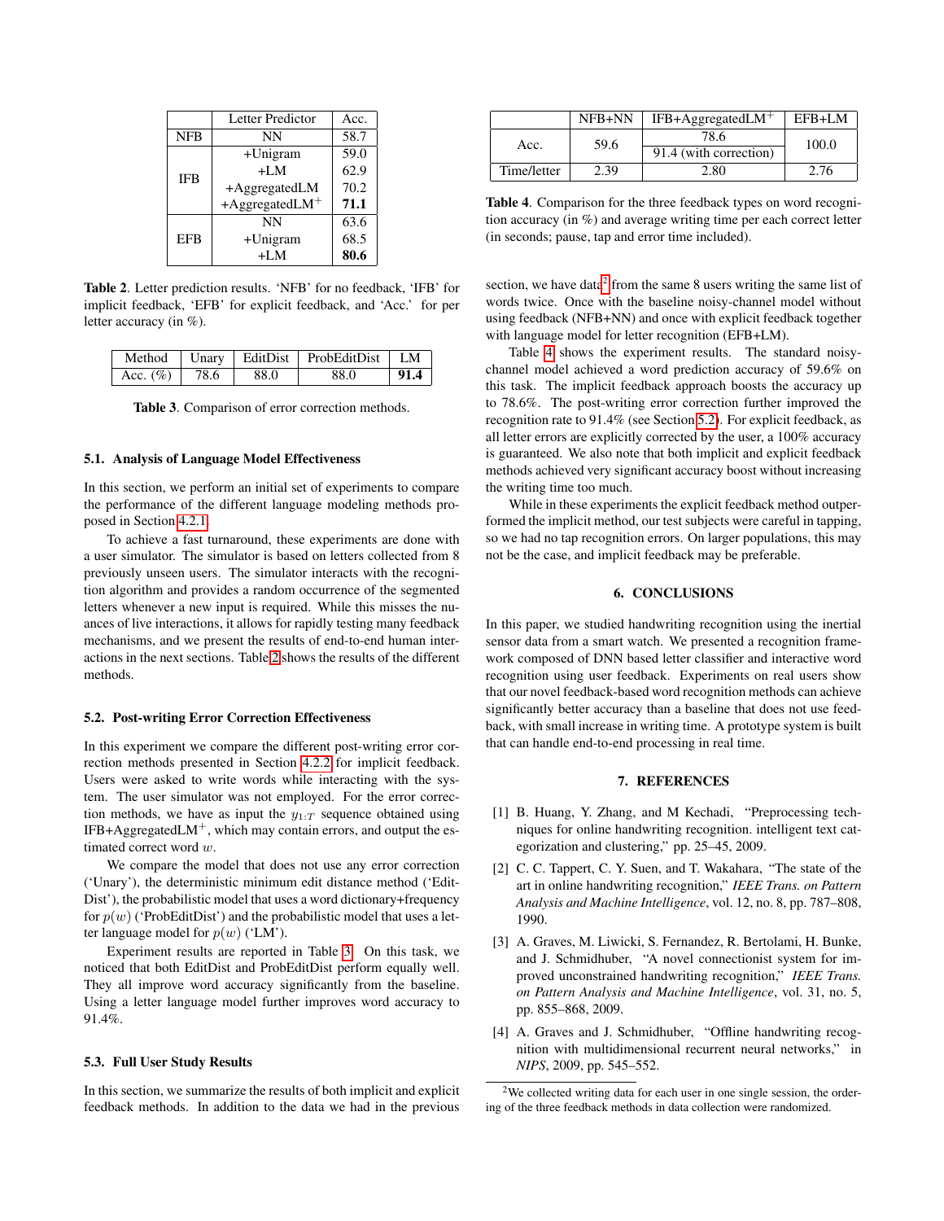|  | Letter Predictor | Acc. |
|---|---|---|
| NFB | NN | 58.7 |
| IFB | +Unigram | 59.0 |
|  | +LM | 62.9 |
|  | +AggregatedLM | 70.2 |
|  | +AggregatedLM$^+$ | **71.1** |
| EFB | NN | 63.6 |
|  | +Unigram | 68.5 |
|  | +LM | **80.6** |

**Table 2**. Letter prediction results. 'NFB' for no feedback, 'IFB' for implicit feedback, 'EFB' for explicit feedback, and 'Acc.' for per letter accuracy (in %).

| Method | Unary | EditDist | ProbEditDist | LM |
|---|---|---|---|---|
| Acc. (%) | 78.6 | 88.0 | 88.0 | **91.4** |

**Table 3**. Comparison of error correction methods.

### 5.1. Analysis of Language Model Effectiveness

In this section, we perform an initial set of experiments to compare the performance of the different language modeling methods proposed in Section 4.2.1.

To achieve a fast turnaround, these experiments are done with a user simulator. The simulator is based on letters collected from 8 previously unseen users. The simulator interacts with the recognition algorithm and provides a random occurrence of the segmented letters whenever a new input is required. While this misses the nuances of live interactions, it allows for rapidly testing many feedback mechanisms, and we present the results of end-to-end human interactions in the next sections. Table 2 shows the results of the different methods.

### 5.2. Post-writing Error Correction Effectiveness

In this experiment we compare the different post-writing error correction methods presented in Section 4.2.2 for implicit feedback. Users were asked to write words while interacting with the system. The user simulator was not employed. For the error correction methods, we have as input the $y_{1:T}$ sequence obtained using IFB+AggregatedLM$^+$, which may contain errors, and output the estimated correct word $w$.

We compare the model that does not use any error correction ('Unary'), the deterministic minimum edit distance method ('EditDist'), the probabilistic model that uses a word dictionary+frequency for $p(w)$ ('ProbEditDist') and the probabilistic model that uses a letter language model for $p(w)$ ('LM').

Experiment results are reported in Table 3. On this task, we noticed that both EditDist and ProbEditDist perform equally well. They all improve word accuracy significantly from the baseline. Using a letter language model further improves word accuracy to 91.4%.

### 5.3. Full User Study Results

In this section, we summarize the results of both implicit and explicit feedback methods. In addition to the data we had in the previous section, we have data[2] from the same 8 users writing the same list of words twice. Once with the baseline noisy-channel model without using feedback (NFB+NN) and once with explicit feedback together with language model for letter recognition (EFB+LM).

|  | NFB+NN | IFB+AggregatedLM$^+$ | EFB+LM |
|---|---|---|---|
| Acc. | 59.6 | 78.6 | 100.0 |
|  |  | 91.4 (with correction) |  |
| Time/letter | 2.39 | 2.80 | 2.76 |

**Table 4**. Comparison for the three feedback types on word recognition accuracy (in %) and average writing time per each correct letter (in seconds; pause, tap and error time included).

Table 4 shows the experiment results. The standard noisy-channel model achieved a word prediction accuracy of 59.6% on this task. The implicit feedback approach boosts the accuracy up to 78.6%. The post-writing error correction further improved the recognition rate to 91.4% (see Section 5.2). For explicit feedback, as all letter errors are explicitly corrected by the user, a 100% accuracy is guaranteed. We also note that both implicit and explicit feedback methods achieved very significant accuracy boost without increasing the writing time too much.

While in these experiments the explicit feedback method outperformed the implicit method, our test subjects were careful in tapping, so we had no tap recognition errors. On larger populations, this may not be the case, and implicit feedback may be preferable.

## 6. CONCLUSIONS

In this paper, we studied handwriting recognition using the inertial sensor data from a smart watch. We presented a recognition framework composed of DNN based letter classifier and interactive word recognition using user feedback. Experiments on real users show that our novel feedback-based word recognition methods can achieve significantly better accuracy than a baseline that does not use feedback, with small increase in writing time. A prototype system is built that can handle end-to-end processing in real time.

## 7. REFERENCES

[1] B. Huang, Y. Zhang, and M Kechadi, "Preprocessing techniques for online handwriting recognition. intelligent text categorization and clustering," pp. 25–45, 2009.

[2] C. C. Tappert, C. Y. Suen, and T. Wakahara, "The state of the art in online handwriting recognition," *IEEE Trans. on Pattern Analysis and Machine Intelligence*, vol. 12, no. 8, pp. 787–808, 1990.

[3] A. Graves, M. Liwicki, S. Fernandez, R. Bertolami, H. Bunke, and J. Schmidhuber, "A novel connectionist system for improved unconstrained handwriting recognition," *IEEE Trans. on Pattern Analysis and Machine Intelligence*, vol. 31, no. 5, pp. 855–868, 2009.

[4] A. Graves and J. Schmidhuber, "Offline handwriting recognition with multidimensional recurrent neural networks," in *NIPS*, 2009, pp. 545–552.

[2] We collected writing data for each user in one single session, the ordering of the three feedback methods in data collection were randomized.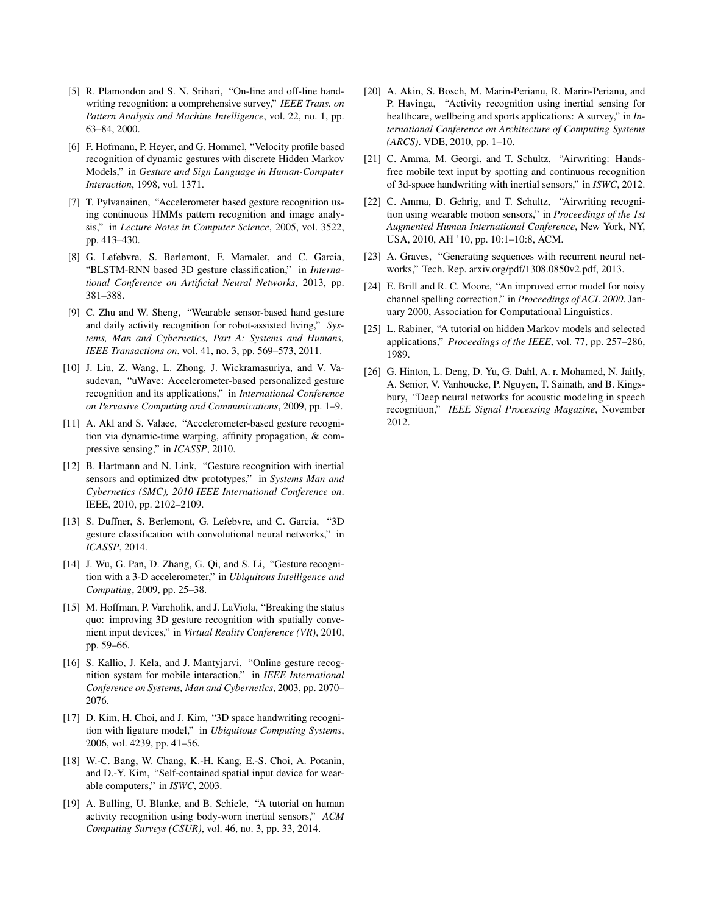[5] R. Plamondon and S. N. Srihari, "On-line and off-line handwriting recognition: a comprehensive survey," *IEEE Trans. on Pattern Analysis and Machine Intelligence*, vol. 22, no. 1, pp. 63–84, 2000.

[6] F. Hofmann, P. Heyer, and G. Hommel, "Velocity profile based recognition of dynamic gestures with discrete Hidden Markov Models," in *Gesture and Sign Language in Human-Computer Interaction*, 1998, vol. 1371.

[7] T. Pylvanainen, "Accelerometer based gesture recognition using continuous HMMs pattern recognition and image analysis," in *Lecture Notes in Computer Science*, 2005, vol. 3522, pp. 413–430.

[8] G. Lefebvre, S. Berlemont, F. Mamalet, and C. Garcia, "BLSTM-RNN based 3D gesture classification," in *International Conference on Artificial Neural Networks*, 2013, pp. 381–388.

[9] C. Zhu and W. Sheng, "Wearable sensor-based hand gesture and daily activity recognition for robot-assisted living," *Systems, Man and Cybernetics, Part A: Systems and Humans, IEEE Transactions on*, vol. 41, no. 3, pp. 569–573, 2011.

[10] J. Liu, Z. Wang, L. Zhong, J. Wickramasuriya, and V. Vasudevan, "uWave: Accelerometer-based personalized gesture recognition and its applications," in *International Conference on Pervasive Computing and Communications*, 2009, pp. 1–9.

[11] A. Akl and S. Valaee, "Accelerometer-based gesture recognition via dynamic-time warping, affinity propagation, & compressive sensing," in *ICASSP*, 2010.

[12] B. Hartmann and N. Link, "Gesture recognition with inertial sensors and optimized dtw prototypes," in *Systems Man and Cybernetics (SMC), 2010 IEEE International Conference on*. IEEE, 2010, pp. 2102–2109.

[13] S. Duffner, S. Berlemont, G. Lefebvre, and C. Garcia, "3D gesture classification with convolutional neural networks," in *ICASSP*, 2014.

[14] J. Wu, G. Pan, D. Zhang, G. Qi, and S. Li, "Gesture recognition with a 3-D accelerometer," in *Ubiquitous Intelligence and Computing*, 2009, pp. 25–38.

[15] M. Hoffman, P. Varcholik, and J. LaViola, "Breaking the status quo: improving 3D gesture recognition with spatially convenient input devices," in *Virtual Reality Conference (VR)*, 2010, pp. 59–66.

[16] S. Kallio, J. Kela, and J. Mantyjarvi, "Online gesture recognition system for mobile interaction," in *IEEE International Conference on Systems, Man and Cybernetics*, 2003, pp. 2070–2076.

[17] D. Kim, H. Choi, and J. Kim, "3D space handwriting recognition with ligature model," in *Ubiquitous Computing Systems*, 2006, vol. 4239, pp. 41–56.

[18] W.-C. Bang, W. Chang, K.-H. Kang, E.-S. Choi, A. Potanin, and D.-Y. Kim, "Self-contained spatial input device for wearable computers," in *ISWC*, 2003.

[19] A. Bulling, U. Blanke, and B. Schiele, "A tutorial on human activity recognition using body-worn inertial sensors," *ACM Computing Surveys (CSUR)*, vol. 46, no. 3, pp. 33, 2014.

[20] A. Akin, S. Bosch, M. Marin-Perianu, R. Marin-Perianu, and P. Havinga, "Activity recognition using inertial sensing for healthcare, wellbeing and sports applications: A survey," in *International Conference on Architecture of Computing Systems (ARCS)*. VDE, 2010, pp. 1–10.

[21] C. Amma, M. Georgi, and T. Schultz, "Airwriting: Hands-free mobile text input by spotting and continuous recognition of 3d-space handwriting with inertial sensors," in *ISWC*, 2012.

[22] C. Amma, D. Gehrig, and T. Schultz, "Airwriting recognition using wearable motion sensors," in *Proceedings of the 1st Augmented Human International Conference*, New York, NY, USA, 2010, AH '10, pp. 10:1–10:8, ACM.

[23] A. Graves, "Generating sequences with recurrent neural networks," Tech. Rep. arxiv.org/pdf/1308.0850v2.pdf, 2013.

[24] E. Brill and R. C. Moore, "An improved error model for noisy channel spelling correction," in *Proceedings of ACL 2000*. January 2000, Association for Computational Linguistics.

[25] L. Rabiner, "A tutorial on hidden Markov models and selected applications," *Proceedings of the IEEE*, vol. 77, pp. 257–286, 1989.

[26] G. Hinton, L. Deng, D. Yu, G. Dahl, A. r. Mohamed, N. Jaitly, A. Senior, V. Vanhoucke, P. Nguyen, T. Sainath, and B. Kingsbury, "Deep neural networks for acoustic modeling in speech recognition," *IEEE Signal Processing Magazine*, November 2012.